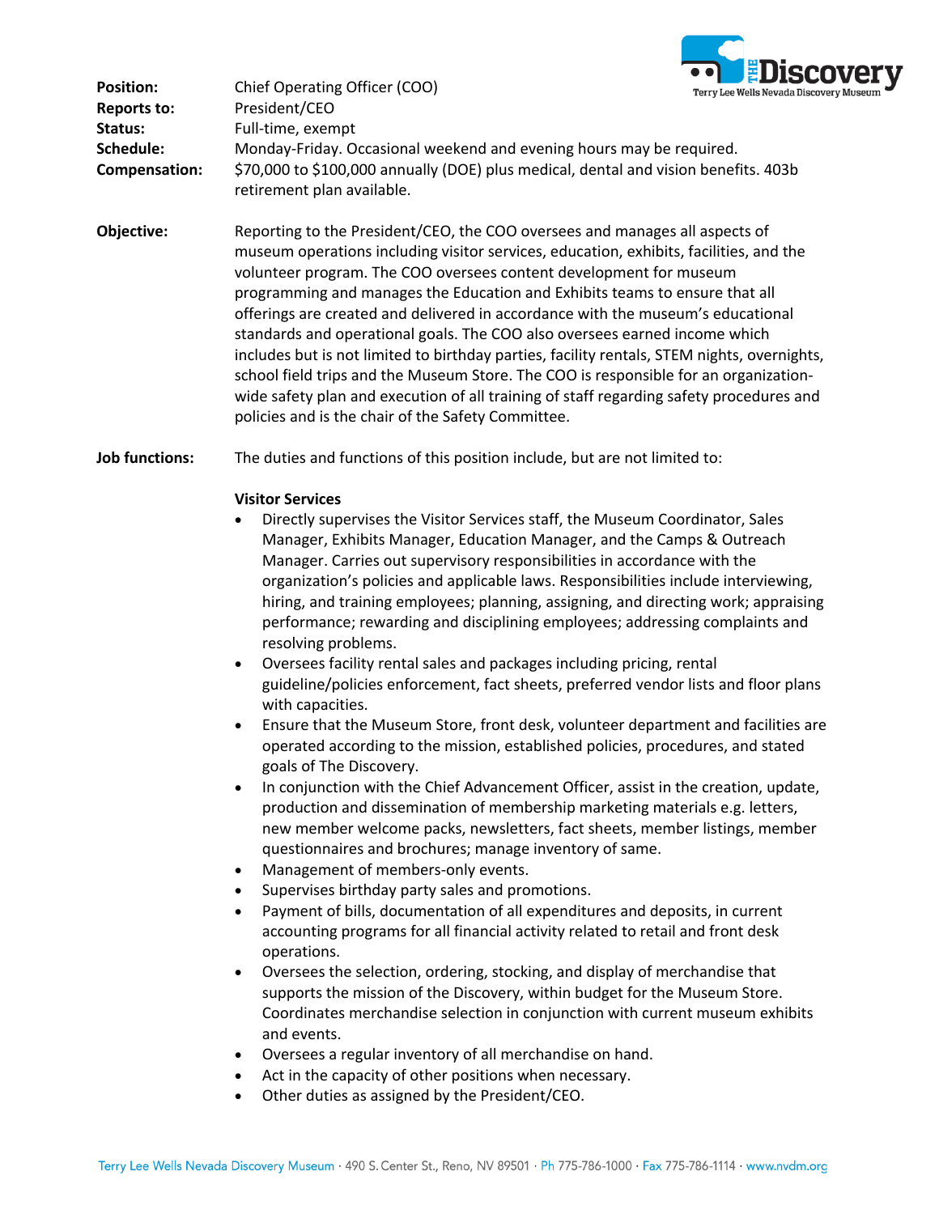**Position:** Chief Operating Officer (COO)
**Reports to:** President/CEO
**Status:** Full-time, exempt
**Schedule:** Monday-Friday. Occasional weekend and evening hours may be required.
**Compensation:** $70,000 to $100,000 annually (DOE) plus medical, dental and vision benefits. 403b retirement plan available.

**Objective:** Reporting to the President/CEO, the COO oversees and manages all aspects of museum operations including visitor services, education, exhibits, facilities, and the volunteer program. The COO oversees content development for museum programming and manages the Education and Exhibits teams to ensure that all offerings are created and delivered in accordance with the museum's educational standards and operational goals. The COO also oversees earned income which includes but is not limited to birthday parties, facility rentals, STEM nights, overnights, school field trips and the Museum Store. The COO is responsible for an organization-wide safety plan and execution of all training of staff regarding safety procedures and policies and is the chair of the Safety Committee.

**Job functions:** The duties and functions of this position include, but are not limited to:

**Visitor Services**

- Directly supervises the Visitor Services staff, the Museum Coordinator, Sales Manager, Exhibits Manager, Education Manager, and the Camps & Outreach Manager. Carries out supervisory responsibilities in accordance with the organization's policies and applicable laws. Responsibilities include interviewing, hiring, and training employees; planning, assigning, and directing work; appraising performance; rewarding and disciplining employees; addressing complaints and resolving problems.
- Oversees facility rental sales and packages including pricing, rental guideline/policies enforcement, fact sheets, preferred vendor lists and floor plans with capacities.
- Ensure that the Museum Store, front desk, volunteer department and facilities are operated according to the mission, established policies, procedures, and stated goals of The Discovery.
- In conjunction with the Chief Advancement Officer, assist in the creation, update, production and dissemination of membership marketing materials e.g. letters, new member welcome packs, newsletters, fact sheets, member listings, member questionnaires and brochures; manage inventory of same.
- Management of members-only events.
- Supervises birthday party sales and promotions.
- Payment of bills, documentation of all expenditures and deposits, in current accounting programs for all financial activity related to retail and front desk operations.
- Oversees the selection, ordering, stocking, and display of merchandise that supports the mission of the Discovery, within budget for the Museum Store. Coordinates merchandise selection in conjunction with current museum exhibits and events.
- Oversees a regular inventory of all merchandise on hand.
- Act in the capacity of other positions when necessary.
- Other duties as assigned by the President/CEO.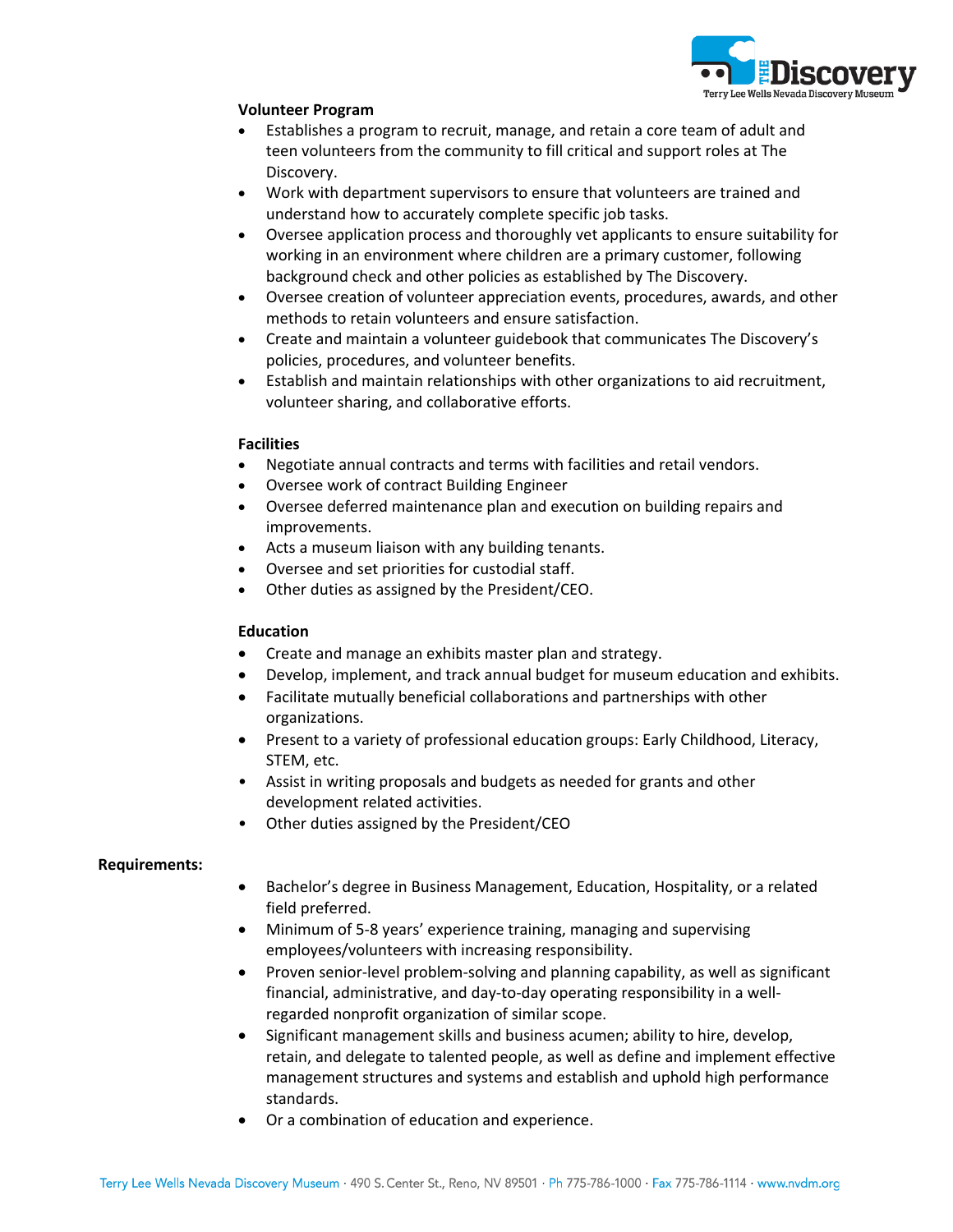**Volunteer Program**

- Establishes a program to recruit, manage, and retain a core team of adult and teen volunteers from the community to fill critical and support roles at The Discovery.
- Work with department supervisors to ensure that volunteers are trained and understand how to accurately complete specific job tasks.
- Oversee application process and thoroughly vet applicants to ensure suitability for working in an environment where children are a primary customer, following background check and other policies as established by The Discovery.
- Oversee creation of volunteer appreciation events, procedures, awards, and other methods to retain volunteers and ensure satisfaction.
- Create and maintain a volunteer guidebook that communicates The Discovery's policies, procedures, and volunteer benefits.
- Establish and maintain relationships with other organizations to aid recruitment, volunteer sharing, and collaborative efforts.

**Facilities**

- Negotiate annual contracts and terms with facilities and retail vendors.
- Oversee work of contract Building Engineer
- Oversee deferred maintenance plan and execution on building repairs and improvements.
- Acts a museum liaison with any building tenants.
- Oversee and set priorities for custodial staff.
- Other duties as assigned by the President/CEO.

**Education**

- Create and manage an exhibits master plan and strategy.
- Develop, implement, and track annual budget for museum education and exhibits.
- Facilitate mutually beneficial collaborations and partnerships with other organizations.
- Present to a variety of professional education groups: Early Childhood, Literacy, STEM, etc.
- Assist in writing proposals and budgets as needed for grants and other development related activities.
- Other duties assigned by the President/CEO

**Requirements:**

- Bachelor's degree in Business Management, Education, Hospitality, or a related field preferred.
- Minimum of 5-8 years' experience training, managing and supervising employees/volunteers with increasing responsibility.
- Proven senior-level problem-solving and planning capability, as well as significant financial, administrative, and day-to-day operating responsibility in a well-regarded nonprofit organization of similar scope.
- Significant management skills and business acumen; ability to hire, develop, retain, and delegate to talented people, as well as define and implement effective management structures and systems and establish and uphold high performance standards.
- Or a combination of education and experience.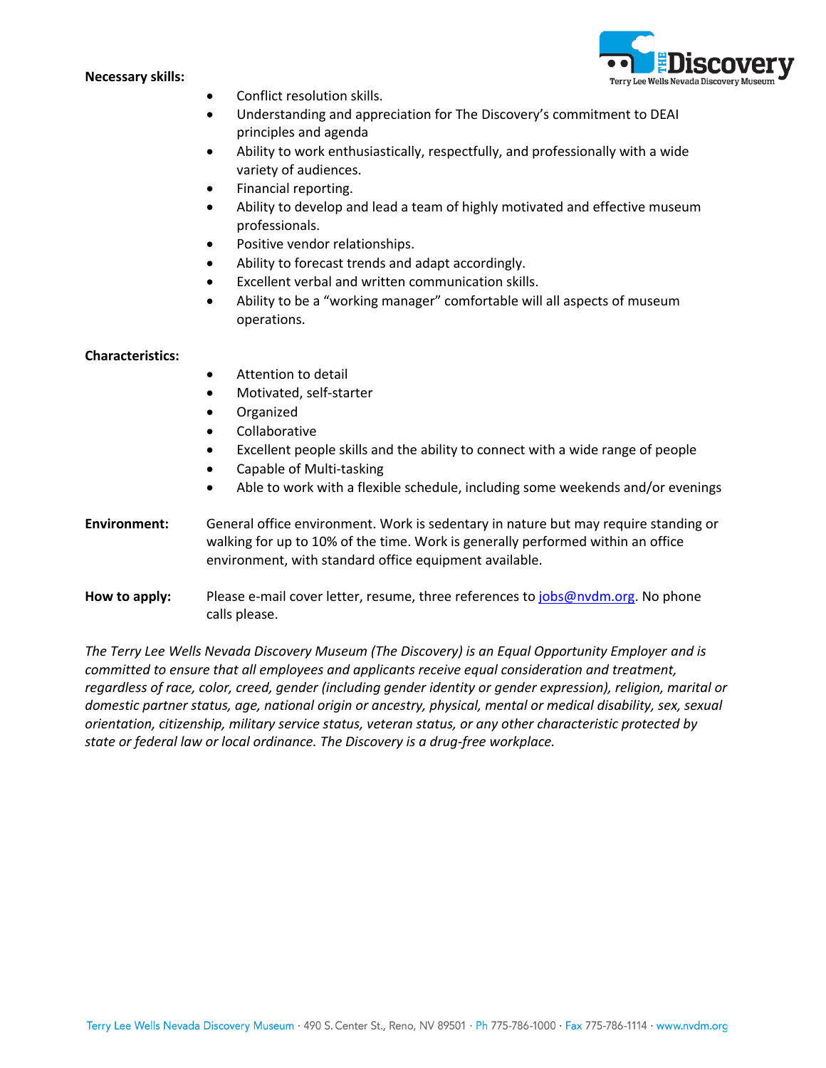**Necessary skills:**

- Conflict resolution skills.
- Understanding and appreciation for The Discovery's commitment to DEAI principles and agenda
- Ability to work enthusiastically, respectfully, and professionally with a wide variety of audiences.
- Financial reporting.
- Ability to develop and lead a team of highly motivated and effective museum professionals.
- Positive vendor relationships.
- Ability to forecast trends and adapt accordingly.
- Excellent verbal and written communication skills.
- Ability to be a "working manager" comfortable will all aspects of museum operations.

**Characteristics:**

- Attention to detail
- Motivated, self-starter
- Organized
- Collaborative
- Excellent people skills and the ability to connect with a wide range of people
- Capable of Multi-tasking
- Able to work with a flexible schedule, including some weekends and/or evenings

**Environment:** General office environment. Work is sedentary in nature but may require standing or walking for up to 10% of the time. Work is generally performed within an office environment, with standard office equipment available.

**How to apply:** Please e-mail cover letter, resume, three references to jobs@nvdm.org. No phone calls please.

*The Terry Lee Wells Nevada Discovery Museum (The Discovery) is an Equal Opportunity Employer and is committed to ensure that all employees and applicants receive equal consideration and treatment, regardless of race, color, creed, gender (including gender identity or gender expression), religion, marital or domestic partner status, age, national origin or ancestry, physical, mental or medical disability, sex, sexual orientation, citizenship, military service status, veteran status, or any other characteristic protected by state or federal law or local ordinance. The Discovery is a drug-free workplace.*